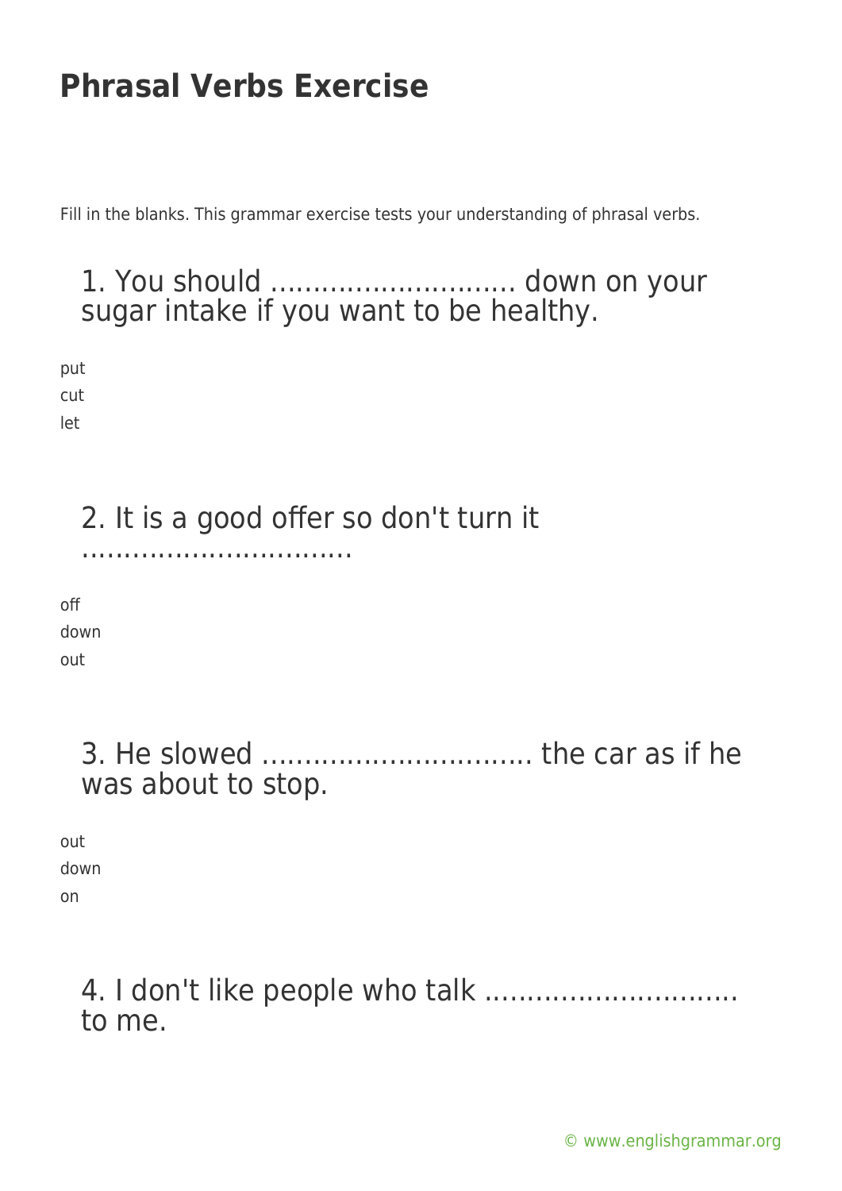# Phrasal Verbs Exercise

Fill in the blanks. This grammar exercise tests your understanding of phrasal verbs.

### 1. You should ............................. down on your sugar intake if you want to be healthy.

put
cut
let

### 2. It is a good offer so don't turn it ................................

off
down
out

### 3. He slowed ................................ the car as if he was about to stop.

out
down
on

### 4. I don't like people who talk .............................. to me.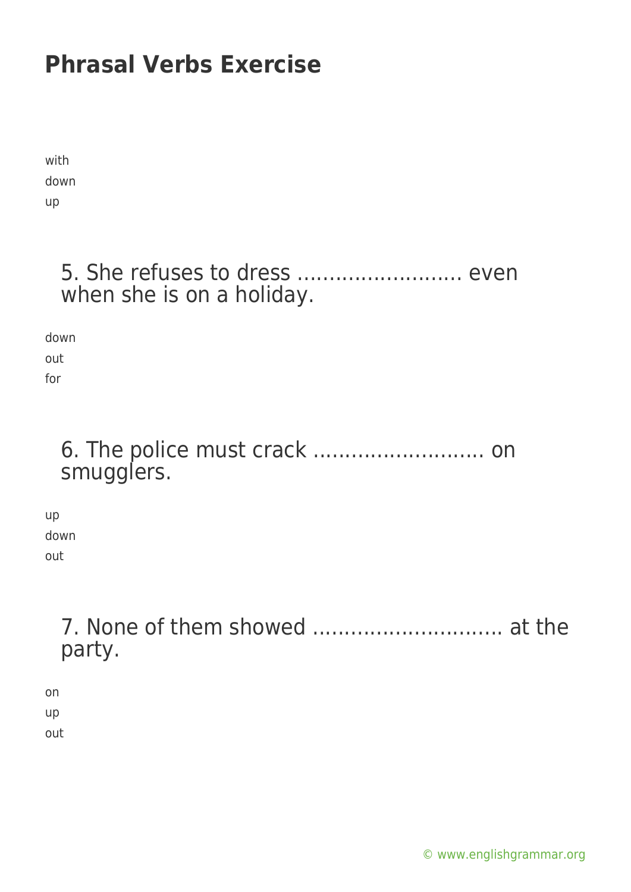# Phrasal Verbs Exercise

with
down
up

5. She refuses to dress .......................... even when she is on a holiday.

down
out
for

6. The police must crack ........................... on smugglers.

up
down
out

7. None of them showed ............................. at the party.

on
up
out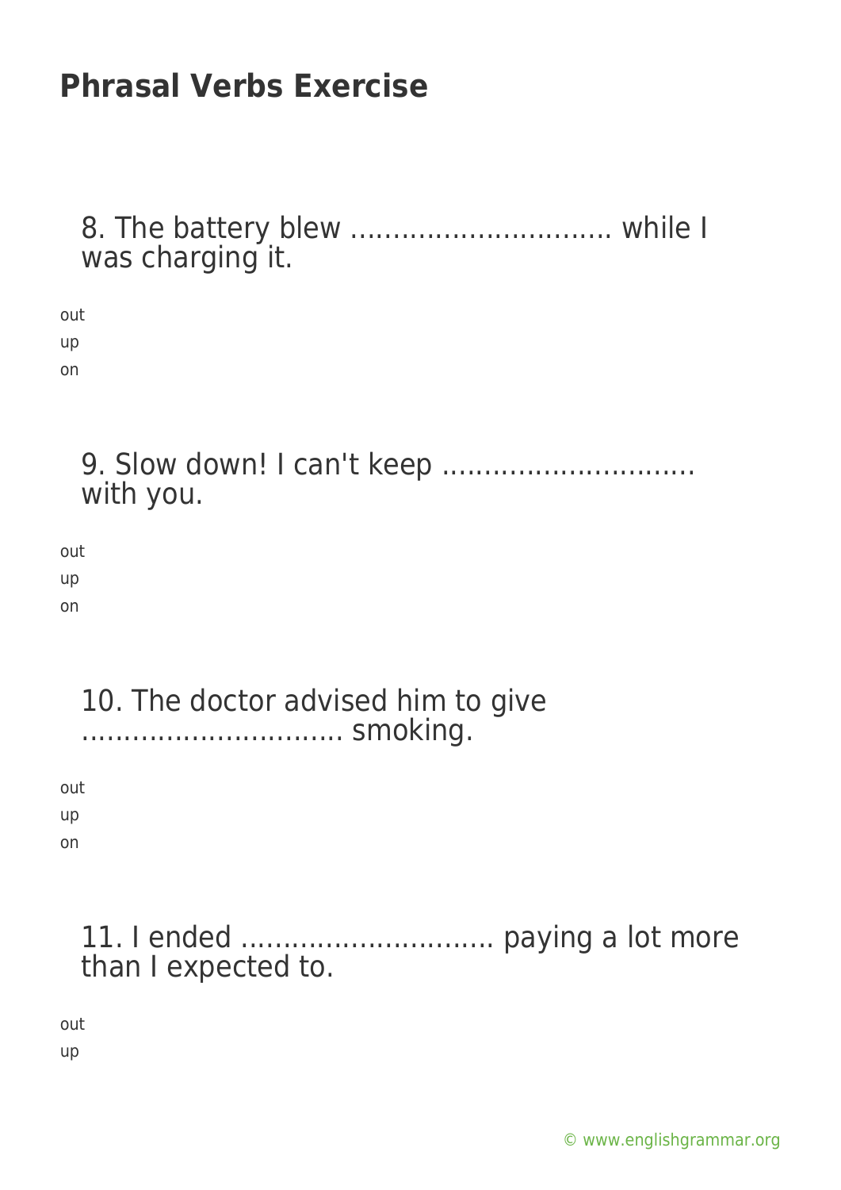# Phrasal Verbs Exercise

8. The battery blew ............................... while I was charging it.

out
up
on

9. Slow down! I can't keep ............................. with you.

out
up
on

10. The doctor advised him to give ............................... smoking.

out
up
on

11. I ended .............................. paying a lot more than I expected to.

out
up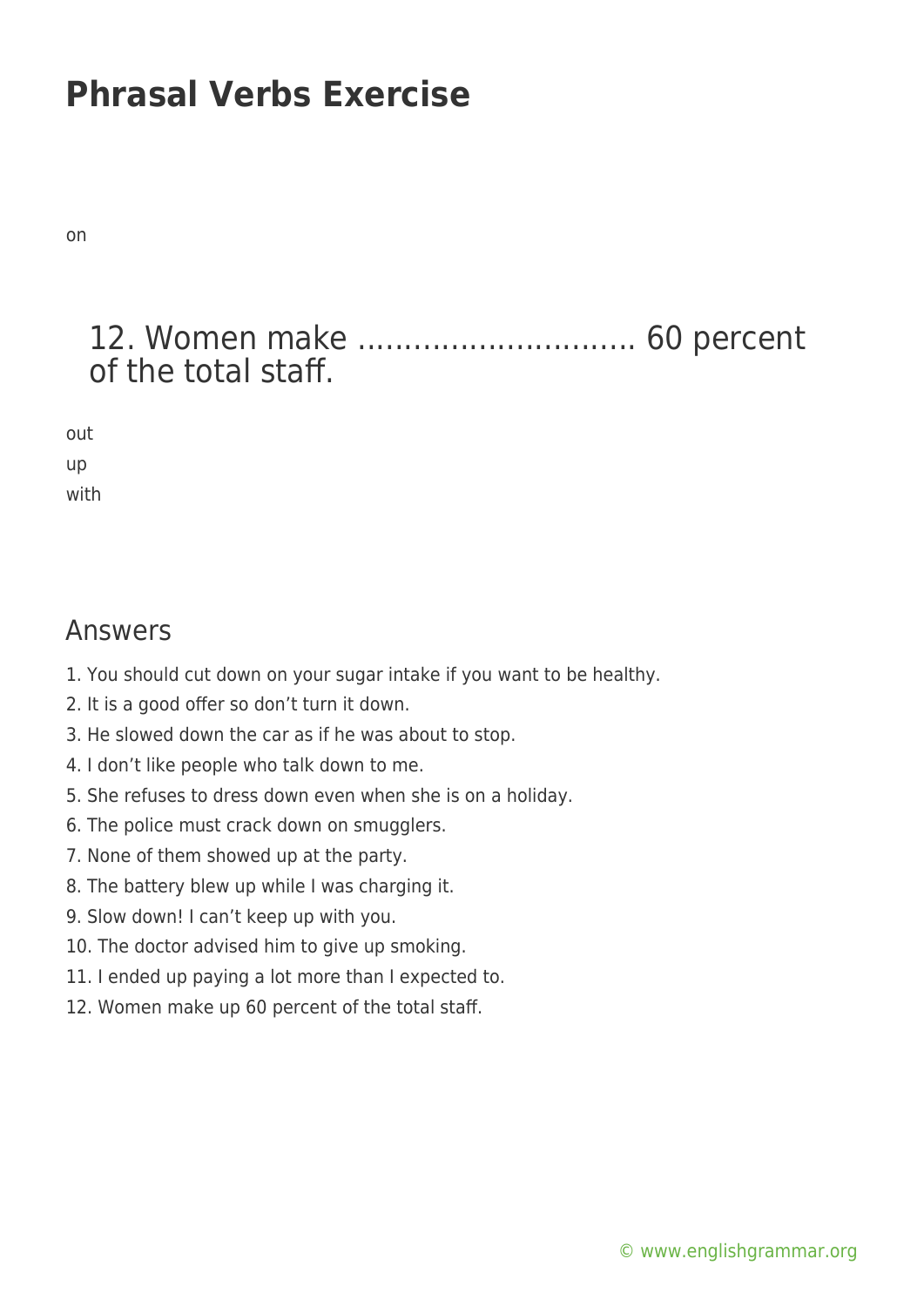on

12. Women make ………………………. 60 percent of the total staff.

out
up
with

## Answers

1. You should cut down on your sugar intake if you want to be healthy.
2. It is a good offer so don't turn it down.
3. He slowed down the car as if he was about to stop.
4. I don't like people who talk down to me.
5. She refuses to dress down even when she is on a holiday.
6. The police must crack down on smugglers.
7. None of them showed up at the party.
8. The battery blew up while I was charging it.
9. Slow down! I can't keep up with you.
10. The doctor advised him to give up smoking.
11. I ended up paying a lot more than I expected to.
12. Women make up 60 percent of the total staff.